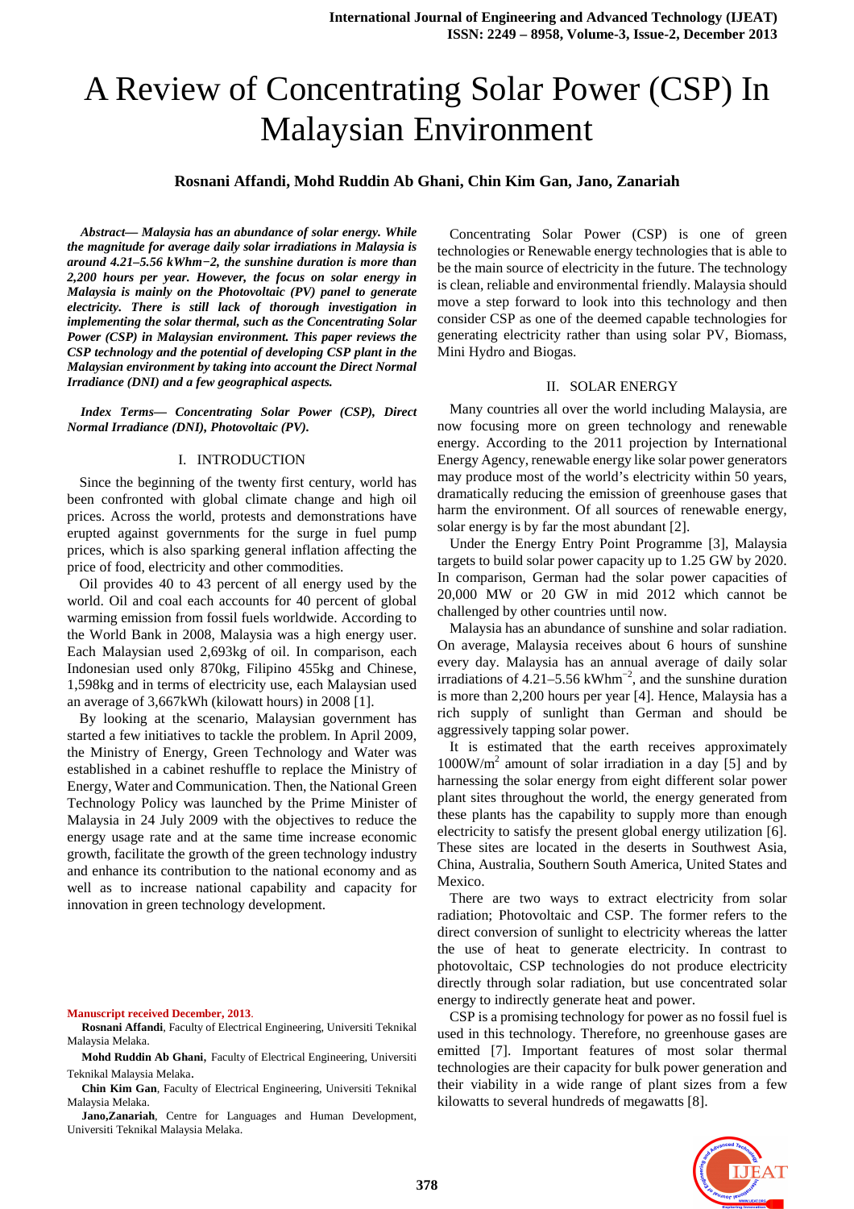# A Review of Concentrating Solar Power (CSP) In Malaysian Environment

**Rosnani Affandi, Mohd Ruddin Ab Ghani, Chin Kim Gan, Jano, Zanariah**

***Abstract— Malaysia has an abundance of solar energy. While the magnitude for average daily solar irradiations in Malaysia is around 4.21–5.56 kWhm−2, the sunshine duration is more than 2,200 hours per year. However, the focus on solar energy in Malaysia is mainly on the Photovoltaic (PV) panel to generate electricity. There is still lack of thorough investigation in implementing the solar thermal, such as the Concentrating Solar Power (CSP) in Malaysian environment. This paper reviews the CSP technology and the potential of developing CSP plant in the Malaysian environment by taking into account the Direct Normal Irradiance (DNI) and a few geographical aspects.***

***Index Terms— Concentrating Solar Power (CSP), Direct Normal Irradiance (DNI), Photovoltaic (PV).***

## I. INTRODUCTION

Since the beginning of the twenty first century, world has been confronted with global climate change and high oil prices. Across the world, protests and demonstrations have erupted against governments for the surge in fuel pump prices, which is also sparking general inflation affecting the price of food, electricity and other commodities.

Oil provides 40 to 43 percent of all energy used by the world. Oil and coal each accounts for 40 percent of global warming emission from fossil fuels worldwide. According to the World Bank in 2008, Malaysia was a high energy user. Each Malaysian used 2,693kg of oil. In comparison, each Indonesian used only 870kg, Filipino 455kg and Chinese, 1,598kg and in terms of electricity use, each Malaysian used an average of 3,667kWh (kilowatt hours) in 2008 [1].

By looking at the scenario, Malaysian government has started a few initiatives to tackle the problem. In April 2009, the Ministry of Energy, Green Technology and Water was established in a cabinet reshuffle to replace the Ministry of Energy, Water and Communication. Then, the National Green Technology Policy was launched by the Prime Minister of Malaysia in 24 July 2009 with the objectives to reduce the energy usage rate and at the same time increase economic growth, facilitate the growth of the green technology industry and enhance its contribution to the national economy and as well as to increase national capability and capacity for innovation in green technology development.

Concentrating Solar Power (CSP) is one of green technologies or Renewable energy technologies that is able to be the main source of electricity in the future. The technology is clean, reliable and environmental friendly. Malaysia should move a step forward to look into this technology and then consider CSP as one of the deemed capable technologies for generating electricity rather than using solar PV, Biomass, Mini Hydro and Biogas.

## II. SOLAR ENERGY

Many countries all over the world including Malaysia, are now focusing more on green technology and renewable energy. According to the 2011 projection by International Energy Agency, renewable energy like solar power generators may produce most of the world's electricity within 50 years, dramatically reducing the emission of greenhouse gases that harm the environment. Of all sources of renewable energy, solar energy is by far the most abundant [2].

Under the Energy Entry Point Programme [3], Malaysia targets to build solar power capacity up to 1.25 GW by 2020. In comparison, German had the solar power capacities of 20,000 MW or 20 GW in mid 2012 which cannot be challenged by other countries until now.

Malaysia has an abundance of sunshine and solar radiation. On average, Malaysia receives about 6 hours of sunshine every day. Malaysia has an annual average of daily solar irradiations of 4.21–5.56 $kWhm^{-2}$, and the sunshine duration is more than 2,200 hours per year [4]. Hence, Malaysia has a rich supply of sunlight than German and should be aggressively tapping solar power.

It is estimated that the earth receives approximately $1000W/m^2$ amount of solar irradiation in a day [5] and by harnessing the solar energy from eight different solar power plant sites throughout the world, the energy generated from these plants has the capability to supply more than enough electricity to satisfy the present global energy utilization [6]. These sites are located in the deserts in Southwest Asia, China, Australia, Southern South America, United States and Mexico.

There are two ways to extract electricity from solar radiation; Photovoltaic and CSP. The former refers to the direct conversion of sunlight to electricity whereas the latter the use of heat to generate electricity. In contrast to photovoltaic, CSP technologies do not produce electricity directly through solar radiation, but use concentrated solar energy to indirectly generate heat and power.

CSP is a promising technology for power as no fossil fuel is used in this technology. Therefore, no greenhouse gases are emitted [7]. Important features of most solar thermal technologies are their capacity for bulk power generation and their viability in a wide range of plant sizes from a few kilowatts to several hundreds of megawatts [8].

**Manuscript received December, 2013**.

**Rosnani Affandi**, Faculty of Electrical Engineering, Universiti Teknikal Malaysia Melaka.

**Mohd Ruddin Ab Ghani,** Faculty of Electrical Engineering, Universiti Teknikal Malaysia Melaka.

**Chin Kim Gan**, Faculty of Electrical Engineering, Universiti Teknikal Malaysia Melaka.

**Jano,Zanariah**, Centre for Languages and Human Development, Universiti Teknikal Malaysia Melaka.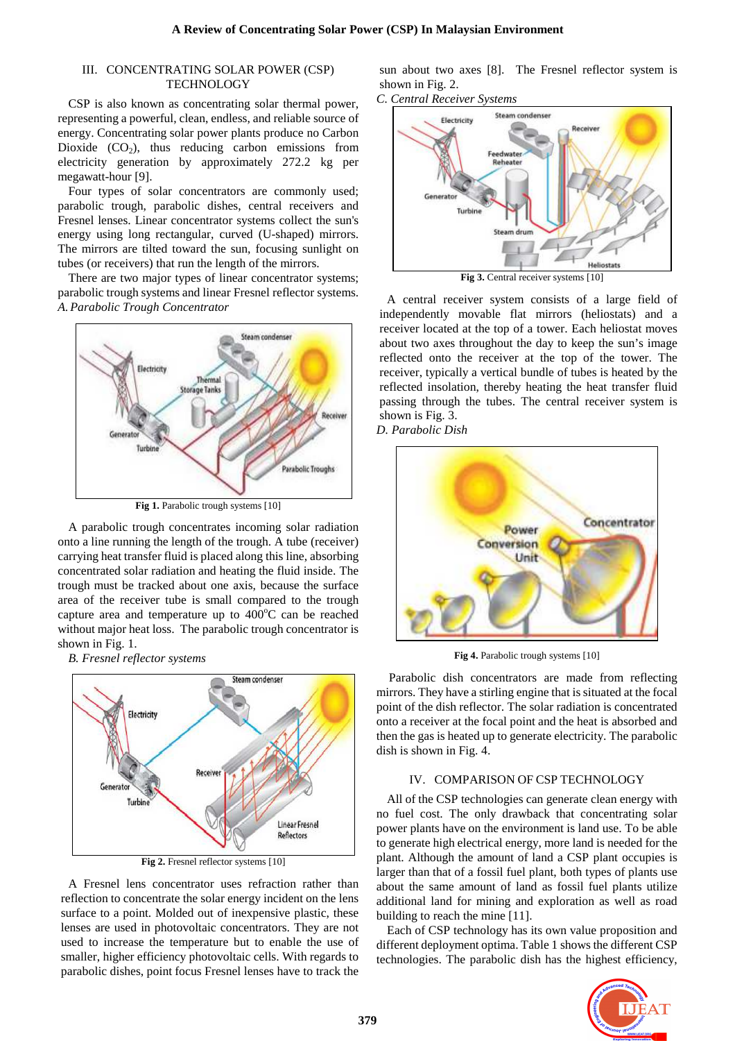## III. CONCENTRATING SOLAR POWER (CSP) TECHNOLOGY

CSP is also known as concentrating solar thermal power, representing a powerful, clean, endless, and reliable source of energy. Concentrating solar power plants produce no Carbon Dioxide ($CO_2$), thus reducing carbon emissions from electricity generation by approximately 272.2 kg per megawatt-hour [9].

Four types of solar concentrators are commonly used; parabolic trough, parabolic dishes, central receivers and Fresnel lenses. Linear concentrator systems collect the sun's energy using long rectangular, curved (U-shaped) mirrors. The mirrors are tilted toward the sun, focusing sunlight on tubes (or receivers) that run the length of the mirrors.

There are two major types of linear concentrator systems; parabolic trough systems and linear Fresnel reflector systems.

### *A. Parabolic Trough Concentrator*

**Fig 1.** Parabolic trough systems [10]

A parabolic trough concentrates incoming solar radiation onto a line running the length of the trough. A tube (receiver) carrying heat transfer fluid is placed along this line, absorbing concentrated solar radiation and heating the fluid inside. The trough must be tracked about one axis, because the surface area of the receiver tube is small compared to the trough capture area and temperature up to 400$^{o}$C can be reached without major heat loss. The parabolic trough concentrator is shown in Fig. 1.

### *B. Fresnel reflector systems*

**Fig 2.** Fresnel reflector systems [10]

A Fresnel lens concentrator uses refraction rather than reflection to concentrate the solar energy incident on the lens surface to a point. Molded out of inexpensive plastic, these lenses are used in photovoltaic concentrators. They are not used to increase the temperature but to enable the use of smaller, higher efficiency photovoltaic cells. With regards to parabolic dishes, point focus Fresnel lenses have to track the sun about two axes [8]. The Fresnel reflector system is shown in Fig. 2.

### *C. Central Receiver Systems*

**Fig 3.** Central receiver systems [10]

A central receiver system consists of a large field of independently movable flat mirrors (heliostats) and a receiver located at the top of a tower. Each heliostat moves about two axes throughout the day to keep the sun's image reflected onto the receiver at the top of the tower. The receiver, typically a vertical bundle of tubes is heated by the reflected insolation, thereby heating the heat transfer fluid passing through the tubes. The central receiver system is shown is Fig. 3.

### *D. Parabolic Dish*

**Fig 4.** Parabolic trough systems [10]

Parabolic dish concentrators are made from reflecting mirrors. They have a stirling engine that is situated at the focal point of the dish reflector. The solar radiation is concentrated onto a receiver at the focal point and the heat is absorbed and then the gas is heated up to generate electricity. The parabolic dish is shown in Fig. 4.

## IV. COMPARISON OF CSP TECHNOLOGY

All of the CSP technologies can generate clean energy with no fuel cost. The only drawback that concentrating solar power plants have on the environment is land use. To be able to generate high electrical energy, more land is needed for the plant. Although the amount of land a CSP plant occupies is larger than that of a fossil fuel plant, both types of plants use about the same amount of land as fossil fuel plants utilize additional land for mining and exploration as well as road building to reach the mine [11].

Each of CSP technology has its own value proposition and different deployment optima. Table 1 shows the different CSP technologies. The parabolic dish has the highest efficiency,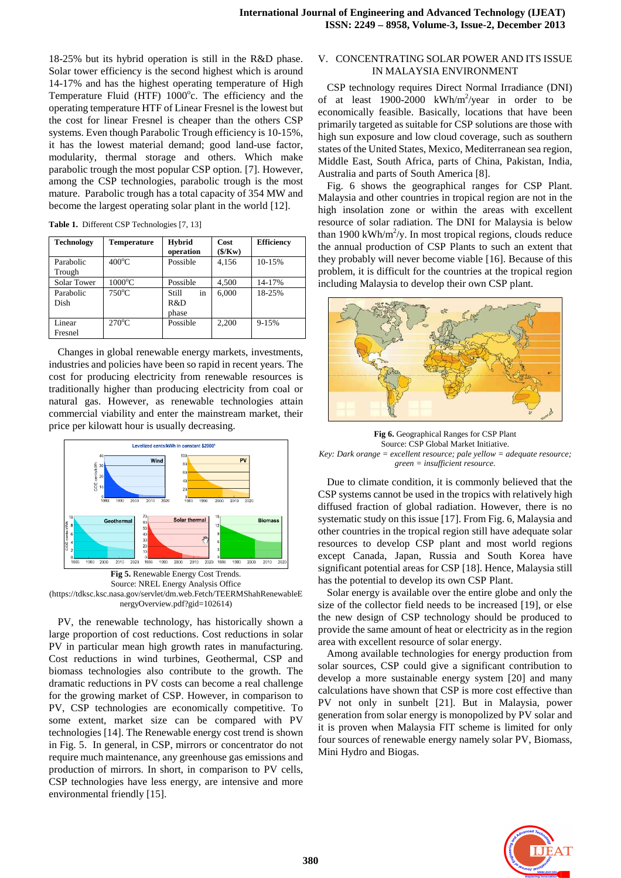18-25% but its hybrid operation is still in the R&D phase. Solar tower efficiency is the second highest which is around 14-17% and has the highest operating temperature of High Temperature Fluid (HTF) 1000°C. The efficiency and the operating temperature HTF of Linear Fresnel is the lowest but the cost for linear Fresnel is cheaper than the others CSP systems. Even though Parabolic Trough efficiency is 10-15%, it has the lowest material demand; good land-use factor, modularity, thermal storage and others. Which make parabolic trough the most popular CSP option. [7]. However, among the CSP technologies, parabolic trough is the most mature. Parabolic trough has a total capacity of 354 MW and become the largest operating solar plant in the world [12].

**Table 1.** Different CSP Technologies [7, 13]

| Technology | Temperature | Hybrid operation | Cost ($/Kw) | Efficiency |
|---|---|---|---|---|
| Parabolic Trough | 400°C | Possible | 4,156 | 10-15% |
| Solar Tower | 1000°C | Possible | 4,500 | 14-17% |
| Parabolic Dish | 750°C | Still in R&D phase | 6,000 | 18-25% |
| Linear Fresnel | 270°C | Possible | 2,200 | 9-15% |

Changes in global renewable energy markets, investments, industries and policies have been so rapid in recent years. The cost for producing electricity from renewable resources is traditionally higher than producing electricity from coal or natural gas. However, as renewable technologies attain commercial viability and enter the mainstream market, their price per kilowatt hour is usually decreasing.

**Fig 5.** Renewable Energy Cost Trends.
Source: NREL Energy Analysis Office
(https://tdksc.ksc.nasa.gov/servlet/dm.web.Fetch/TEERMShahRenewableEnergyOverview.pdf?gid=102614)

PV, the renewable technology, has historically shown a large proportion of cost reductions. Cost reductions in solar PV in particular mean high growth rates in manufacturing. Cost reductions in wind turbines, Geothermal, CSP and biomass technologies also contribute to the growth. The dramatic reductions in PV costs can become a real challenge for the growing market of CSP. However, in comparison to PV, CSP technologies are economically competitive. To some extent, market size can be compared with PV technologies [14]. The Renewable energy cost trend is shown in Fig. 5. In general, in CSP, mirrors or concentrator do not require much maintenance, any greenhouse gas emissions and production of mirrors. In short, in comparison to PV cells, CSP technologies have less energy, are intensive and more environmental friendly [15].

## V. CONCENTRATING SOLAR POWER AND ITS ISSUE IN MALAYSIA ENVIRONMENT

CSP technology requires Direct Normal Irradiance (DNI) of at least 1900-2000 kWh/m$^2$/year in order to be economically feasible. Basically, locations that have been primarily targeted as suitable for CSP solutions are those with high sun exposure and low cloud coverage, such as southern states of the United States, Mexico, Mediterranean sea region, Middle East, South Africa, parts of China, Pakistan, India, Australia and parts of South America [8].

Fig. 6 shows the geographical ranges for CSP Plant. Malaysia and other countries in tropical region are not in the high insolation zone or within the areas with excellent resource of solar radiation. The DNI for Malaysia is below than 1900 kWh/m$^2$/y. In most tropical regions, clouds reduce the annual production of CSP Plants to such an extent that they probably will never become viable [16]. Because of this problem, it is difficult for the countries at the tropical region including Malaysia to develop their own CSP plant.

**Fig 6.** Geographical Ranges for CSP Plant
Source: CSP Global Market Initiative.
*Key: Dark orange = excellent resource; pale yellow = adequate resource; green = insufficient resource.*

Due to climate condition, it is commonly believed that the CSP systems cannot be used in the tropics with relatively high diffused fraction of global radiation. However, there is no systematic study on this issue [17]. From Fig. 6, Malaysia and other countries in the tropical region still have adequate solar resources to develop CSP plant and most world regions except Canada, Japan, Russia and South Korea have significant potential areas for CSP [18]. Hence, Malaysia still has the potential to develop its own CSP Plant.

Solar energy is available over the entire globe and only the size of the collector field needs to be increased [19], or else the new design of CSP technology should be produced to provide the same amount of heat or electricity as in the region area with excellent resource of solar energy.

Among available technologies for energy production from solar sources, CSP could give a significant contribution to develop a more sustainable energy system [20] and many calculations have shown that CSP is more cost effective than PV not only in sunbelt [21]. But in Malaysia, power generation from solar energy is monopolized by PV solar and it is proven when Malaysia FIT scheme is limited for only four sources of renewable energy namely solar PV, Biomass, Mini Hydro and Biogas.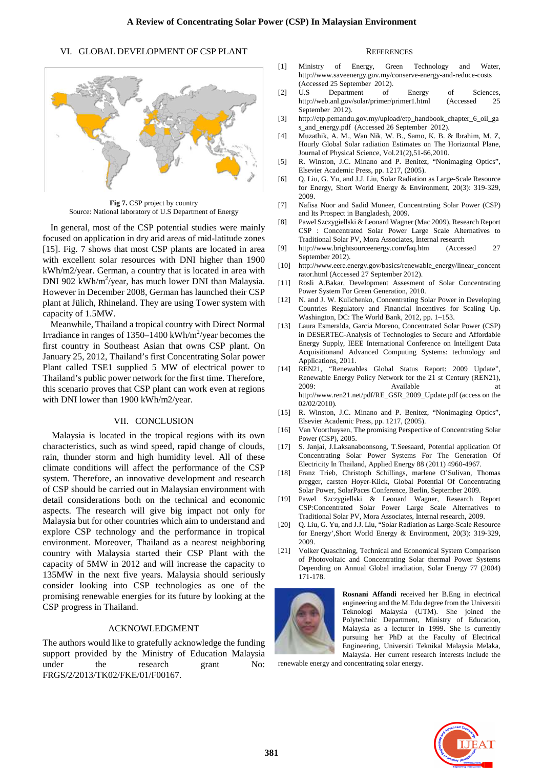## VI. GLOBAL DEVELOPMENT OF CSP PLANT

**Fig 7.** CSP project by country
Source: National laboratory of U.S Department of Energy

In general, most of the CSP potential studies were mainly focused on application in dry arid areas of mid-latitude zones [15]. Fig. 7 shows that most CSP plants are located in area with excellent solar resources with DNI higher than 1900 kWh/m2/year. German, a country that is located in area with DNI 902 kWh/m$^2$/year, has much lower DNI than Malaysia. However in December 2008, German has launched their CSP plant at Jülich, Rhineland. They are using Tower system with capacity of 1.5MW.

Meanwhile, Thailand a tropical country with Direct Normal Irradiance in ranges of 1350–1400 kWh/m$^2$/year becomes the first country in Southeast Asian that owns CSP plant. On January 25, 2012, Thailand's first Concentrating Solar power Plant called TSE1 supplied 5 MW of electrical power to Thailand's public power network for the first time. Therefore, this scenario proves that CSP plant can work even at regions with DNI lower than 1900 kWh/m2/year.

## VII. CONCLUSION

Malaysia is located in the tropical regions with its own characteristics, such as wind speed, rapid change of clouds, rain, thunder storm and high humidity level. All of these climate conditions will affect the performance of the CSP system. Therefore, an innovative development and research of CSP should be carried out in Malaysian environment with detail considerations both on the technical and economic aspects. The research will give big impact not only for Malaysia but for other countries which aim to understand and explore CSP technology and the performance in tropical environment. Moreover, Thailand as a nearest neighboring country with Malaysia started their CSP Plant with the capacity of 5MW in 2012 and will increase the capacity to 135MW in the next five years. Malaysia should seriously consider looking into CSP technologies as one of the promising renewable energies for its future by looking at the CSP progress in Thailand.

## ACKNOWLEDGMENT

The authors would like to gratefully acknowledge the funding support provided by the Ministry of Education Malaysia under the research grant No: FRGS/2/2013/TK02/FKE/01/F00167.

## REFERENCES

[1] Ministry of Energy, Green Technology and Water, http://www.saveenergy.gov.my/conserve-energy-and-reduce-costs (Accessed 25 September 2012).

[2] U.S Department of Energy of Sciences, http://web.anl.gov/solar/primer/primer1.html (Accessed 25 September 2012).

[3] http://etp.pemandu.gov.my/upload/etp_handbook_chapter_6_oil_gas_and_energy.pdf (Accessed 26 September 2012).

[4] Muzathik, A. M., Wan Nik, W. B., Samo, K. B. & Ibrahim, M. Z, Hourly Global Solar radiation Estimates on The Horizontal Plane, Journal of Physical Science, Vol.21(2),51-66,2010.

[5] R. Winston, J.C. Minano and P. Benitez, "Nonimaging Optics", Elsevier Academic Press, pp. 1217, (2005).

[6] Q. Liu, G. Yu, and J.J. Liu, Solar Radiation as Large-Scale Resource for Energy, Short World Energy & Environment, 20(3): 319-329, 2009.

[7] Nafisa Noor and Sadid Muneer, Concentrating Solar Power (CSP) and Its Prospect in Bangladesh, 2009.

[8] Pawel Szczygiellski & Leonard Wagner (Mac 2009), Research Report CSP : Concentrated Solar Power Large Scale Alternatives to Traditional Solar PV, Mora Associates, Internal research

[9] http://www.brightsourceenergy.com/faq.htm (Accessed 27 September 2012).

[10] http://www.eere.energy.gov/basics/renewable_energy/linear_concentrator.html (Accessed 27 September 2012).

[11] Rosli A.Bakar, Development Assesment of Solar Concentrating Power System For Green Generation, 2010.

[12] N. and J. W. Kulichenko, Concentrating Solar Power in Developing Countries Regulatory and Financial Incentives for Scaling Up. Washington, DC: The World Bank, 2012, pp. 1–153.

[13] Laura Esmeralda, Garcia Moreno, Concentrated Solar Power (CSP) in DESERTEC-Analysis of Technologies to Secure and Affordable Energy Supply, IEEE International Conference on Intelligent Data Acquisitionand Advanced Computing Systems: technology and Applications, 2011.

[14] REN21, "Renewables Global Status Report: 2009 Update", Renewable Energy Policy Network for the 21 st Century (REN21), 2009: Available at http://www.ren21.net/pdf/RE_GSR_2009_Update.pdf (access on the 02/02/2010).

[15] R. Winston, J.C. Minano and P. Benitez, "Nonimaging Optics", Elsevier Academic Press, pp. 1217, (2005).

[16] Van Voorthuysen, The promising Perspective of Concentrating Solar Power (CSP), 2005.

[17] S. Janjai, J.Laksanaboonsong, T.Seesaard, Potential application Of Concentrating Solar Power Systems For The Generation Of Electricity In Thailand, Applied Energy 88 (2011) 4960-4967.

[18] Franz Trieb, Christoph Schillings, marlene O'Sulivan, Thomas pregger, carsten Hoyer-Klick, Global Potential Of Concentrating Solar Power, SolarPaces Conference, Berlin, September 2009.

[19] Pawel Szczygiellski & Leonard Wagner, Research Report CSP:Concentrated Solar Power Large Scale Alternatives to Traditional Solar PV, Mora Associates, Internal research, 2009.

[20] Q. Liu, G. Yu, and J.J. Liu, "Solar Radiation as Large-Scale Resource for Energy',Short World Energy & Environment, 20(3): 319-329, 2009.

[21] Volker Quaschning, Technical and Economical System Comparison of Photovoltaic and Concentrating Solar thermal Power Systems Depending on Annual Global irradiation, Solar Energy 77 (2004) 171-178.

**Rosnani Affandi** received her B.Eng in electrical engineering and the M.Edu degree from the Universiti Teknologi Malaysia (UTM). She joined the Polytechnic Department, Ministry of Education, Malaysia as a lecturer in 1999. She is currently pursuing her PhD at the Faculty of Electrical Engineering, Universiti Teknikal Malaysia Melaka, Malaysia. Her current research interests include the renewable energy and concentrating solar energy.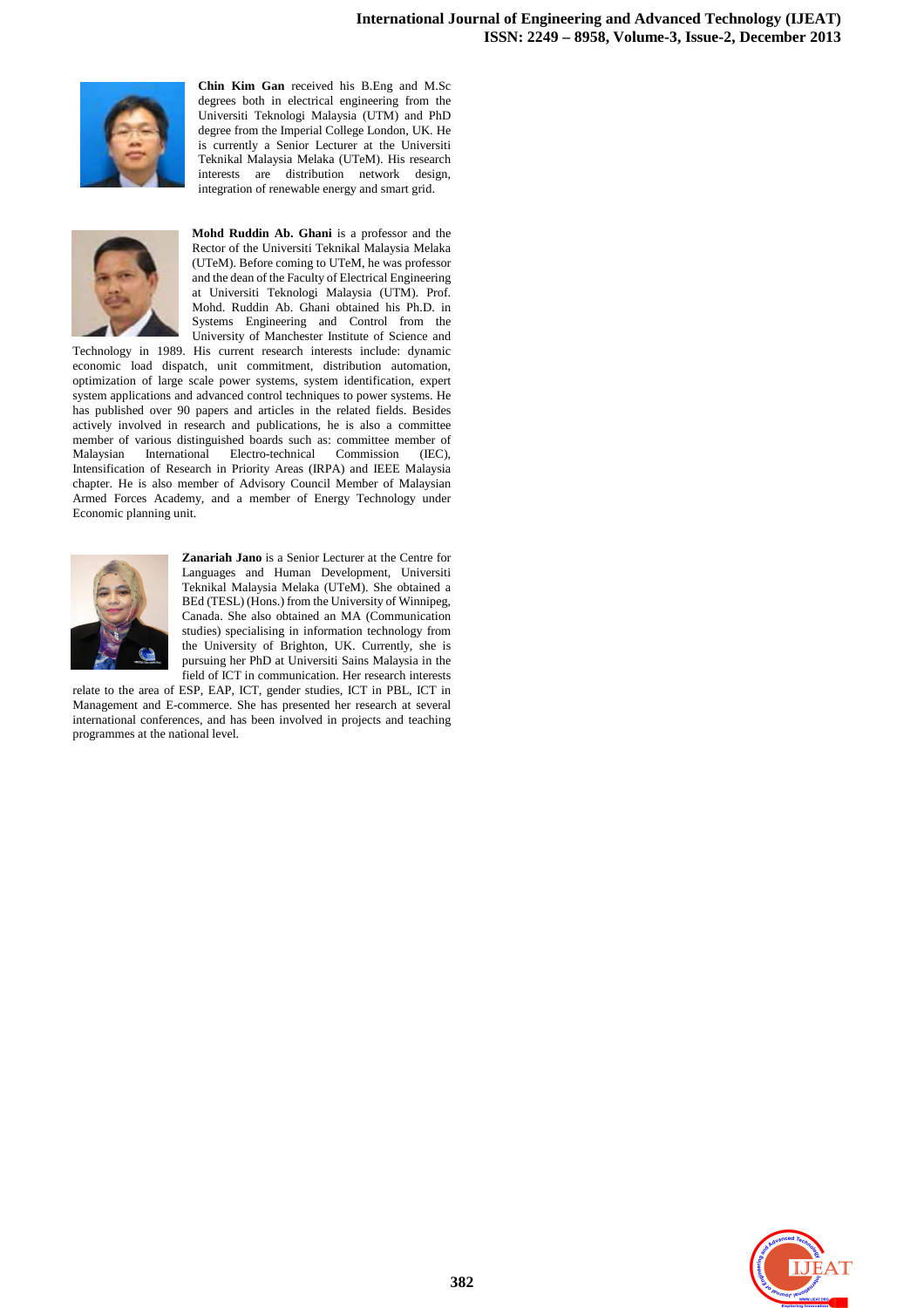**Chin Kim Gan** received his B.Eng and M.Sc degrees both in electrical engineering from the Universiti Teknologi Malaysia (UTM) and PhD degree from the Imperial College London, UK. He is currently a Senior Lecturer at the Universiti Teknikal Malaysia Melaka (UTeM). His research interests are distribution network design, integration of renewable energy and smart grid.

**Mohd Ruddin Ab. Ghani** is a professor and the Rector of the Universiti Teknikal Malaysia Melaka (UTeM). Before coming to UTeM, he was professor and the dean of the Faculty of Electrical Engineering at Universiti Teknologi Malaysia (UTM). Prof. Mohd. Ruddin Ab. Ghani obtained his Ph.D. in Systems Engineering and Control from the University of Manchester Institute of Science and Technology in 1989. His current research interests include: dynamic economic load dispatch, unit commitment, distribution automation, optimization of large scale power systems, system identification, expert system applications and advanced control techniques to power systems. He has published over 90 papers and articles in the related fields. Besides actively involved in research and publications, he is also a committee member of various distinguished boards such as: committee member of Malaysian International Electro-technical Commission (IEC), Intensification of Research in Priority Areas (IRPA) and IEEE Malaysia chapter. He is also member of Advisory Council Member of Malaysian Armed Forces Academy, and a member of Energy Technology under Economic planning unit.

**Zanariah Jano** is a Senior Lecturer at the Centre for Languages and Human Development, Universiti Teknikal Malaysia Melaka (UTeM). She obtained a BEd (TESL) (Hons.) from the University of Winnipeg, Canada. She also obtained an MA (Communication studies) specialising in information technology from the University of Brighton, UK. Currently, she is pursuing her PhD at Universiti Sains Malaysia in the field of ICT in communication. Her research interests relate to the area of ESP, EAP, ICT, gender studies, ICT in PBL, ICT in Management and E-commerce. She has presented her research at several international conferences, and has been involved in projects and teaching programmes at the national level.